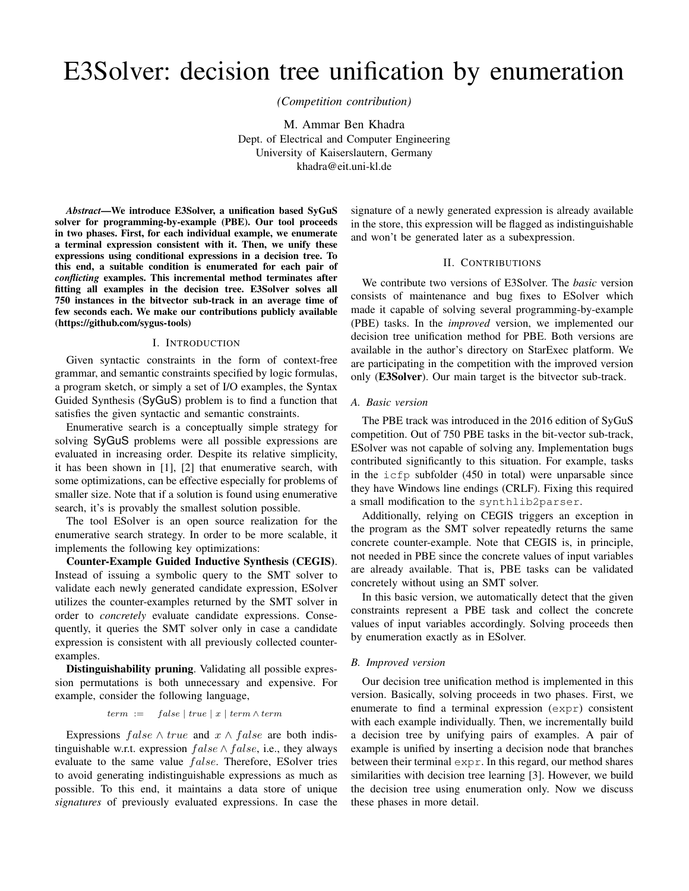# E3Solver: decision tree unification by enumeration

*(Competition contribution)*

M. Ammar Ben Khadra
Dept. of Electrical and Computer Engineering
University of Kaiserslautern, Germany
khadra@eit.uni-kl.de

***Abstract*—We introduce E3Solver, a unification based SyGuS solver for programming-by-example (PBE). Our tool proceeds in two phases. First, for each individual example, we enumerate a terminal expression consistent with it. Then, we unify these expressions using conditional expressions in a decision tree. To this end, a suitable condition is enumerated for each pair of *conflicting* examples. This incremental method terminates after fitting all examples in the decision tree. E3Solver solves all 750 instances in the bitvector sub-track in an average time of few seconds each. We make our contributions publicly available (https://github.com/sygus-tools)**

## I. Introduction

Given syntactic constraints in the form of context-free grammar, and semantic constraints specified by logic formulas, a program sketch, or simply a set of I/O examples, the Syntax Guided Synthesis (SyGuS) problem is to find a function that satisfies the given syntactic and semantic constraints.

Enumerative search is a conceptually simple strategy for solving SyGuS problems were all possible expressions are evaluated in increasing order. Despite its relative simplicity, it has been shown in [1], [2] that enumerative search, with some optimizations, can be effective especially for problems of smaller size. Note that if a solution is found using enumerative search, it's is provably the smallest solution possible.

The tool ESolver is an open source realization for the enumerative search strategy. In order to be more scalable, it implements the following key optimizations:

**Counter-Example Guided Inductive Synthesis (CEGIS)**. Instead of issuing a symbolic query to the SMT solver to validate each newly generated candidate expression, ESolver utilizes the counter-examples returned by the SMT solver in order to *concretely* evaluate candidate expressions. Consequently, it queries the SMT solver only in case a candidate expression is consistent with all previously collected counter-examples.

**Distinguishability pruning**. Validating all possible expression permutations is both unnecessary and expensive. For example, consider the following language,

$$term \ := \quad false \mid true \mid x \mid term \wedge term$$

Expressions $false \wedge true$ and $x \wedge false$ are both indistinguishable w.r.t. expression $false \wedge false$, i.e., they always evaluate to the same value $false$. Therefore, ESolver tries to avoid generating indistinguishable expressions as much as possible. To this end, it maintains a data store of unique *signatures* of previously evaluated expressions. In case the signature of a newly generated expression is already available in the store, this expression will be flagged as indistinguishable and won't be generated later as a subexpression.

## II. Contributions

We contribute two versions of E3Solver. The *basic* version consists of maintenance and bug fixes to ESolver which made it capable of solving several programming-by-example (PBE) tasks. In the *improved* version, we implemented our decision tree unification method for PBE. Both versions are available in the author's directory on StarExec platform. We are participating in the competition with the improved version only (**E3Solver**). Our main target is the bitvector sub-track.

### A. Basic version

The PBE track was introduced in the 2016 edition of SyGuS competition. Out of 750 PBE tasks in the bit-vector sub-track, ESolver was not capable of solving any. Implementation bugs contributed significantly to this situation. For example, tasks in the `icfp` subfolder (450 in total) were unparsable since they have Windows line endings (CRLF). Fixing this required a small modification to the `synthlib2parser`.

Additionally, relying on CEGIS triggers an exception in the program as the SMT solver repeatedly returns the same concrete counter-example. Note that CEGIS is, in principle, not needed in PBE since the concrete values of input variables are already available. That is, PBE tasks can be validated concretely without using an SMT solver.

In this basic version, we automatically detect that the given constraints represent a PBE task and collect the concrete values of input variables accordingly. Solving proceeds then by enumeration exactly as in ESolver.

### B. Improved version

Our decision tree unification method is implemented in this version. Basically, solving proceeds in two phases. First, we enumerate to find a terminal expression (`expr`) consistent with each example individually. Then, we incrementally build a decision tree by unifying pairs of examples. A pair of example is unified by inserting a decision node that branches between their terminal `expr`. In this regard, our method shares similarities with decision tree learning [3]. However, we build the decision tree using enumeration only. Now we discuss these phases in more detail.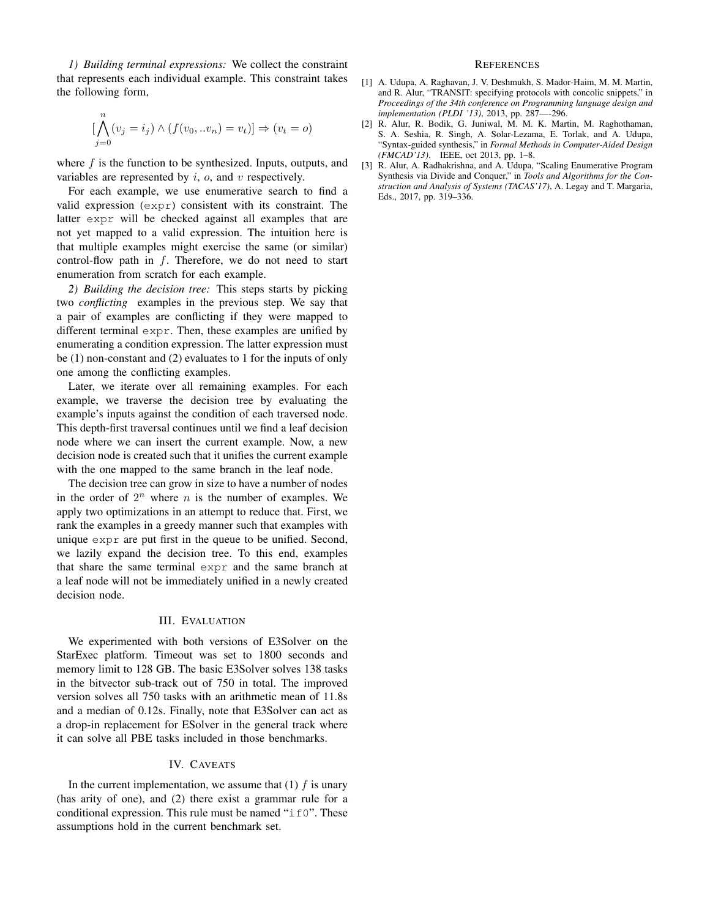*1) Building terminal expressions:* We collect the constraint that represents each individual example. This constraint takes the following form,

$$[\bigwedge_{j=0}^{n}(v_j = i_j) \wedge (f(v_0,..v_n) = v_t)] \Rightarrow (v_t = o)$$

where $f$ is the function to be synthesized. Inputs, outputs, and variables are represented by $i$, $o$, and $v$ respectively.

For each example, we use enumerative search to find a valid expression (`expr`) consistent with its constraint. The latter `expr` will be checked against all examples that are not yet mapped to a valid expression. The intuition here is that multiple examples might exercise the same (or similar) control-flow path in $f$. Therefore, we do not need to start enumeration from scratch for each example.

*2) Building the decision tree:* This steps starts by picking two *conflicting* examples in the previous step. We say that a pair of examples are conflicting if they were mapped to different terminal `expr`. Then, these examples are unified by enumerating a condition expression. The latter expression must be (1) non-constant and (2) evaluates to 1 for the inputs of only one among the conflicting examples.

Later, we iterate over all remaining examples. For each example, we traverse the decision tree by evaluating the example's inputs against the condition of each traversed node. This depth-first traversal continues until we find a leaf decision node where we can insert the current example. Now, a new decision node is created such that it unifies the current example with the one mapped to the same branch in the leaf node.

The decision tree can grow in size to have a number of nodes in the order of $2^n$ where $n$ is the number of examples. We apply two optimizations in an attempt to reduce that. First, we rank the examples in a greedy manner such that examples with unique `expr` are put first in the queue to be unified. Second, we lazily expand the decision tree. To this end, examples that share the same terminal `expr` and the same branch at a leaf node will not be immediately unified in a newly created decision node.

## III. Evaluation

We experimented with both versions of E3Solver on the StarExec platform. Timeout was set to 1800 seconds and memory limit to 128 GB. The basic E3Solver solves 138 tasks in the bitvector sub-track out of 750 in total. The improved version solves all 750 tasks with an arithmetic mean of 11.8s and a median of 0.12s. Finally, note that E3Solver can act as a drop-in replacement for ESolver in the general track where it can solve all PBE tasks included in those benchmarks.

## IV. Caveats

In the current implementation, we assume that (1) $f$ is unary (has arity of one), and (2) there exist a grammar rule for a conditional expression. This rule must be named "`if0`". These assumptions hold in the current benchmark set.

## References

[1] A. Udupa, A. Raghavan, J. V. Deshmukh, S. Mador-Haim, M. M. Martin, and R. Alur, "TRANSIT: specifying protocols with concolic snippets," in *Proceedings of the 34th conference on Programming language design and implementation (PLDI '13)*, 2013, pp. 287—-296.

[2] R. Alur, R. Bodik, G. Juniwal, M. M. K. Martin, M. Raghothaman, S. A. Seshia, R. Singh, A. Solar-Lezama, E. Torlak, and A. Udupa, "Syntax-guided synthesis," in *Formal Methods in Computer-Aided Design (FMCAD'13)*. IEEE, oct 2013, pp. 1–8.

[3] R. Alur, A. Radhakrishna, and A. Udupa, "Scaling Enumerative Program Synthesis via Divide and Conquer," in *Tools and Algorithms for the Construction and Analysis of Systems (TACAS'17)*, A. Legay and T. Margaria, Eds., 2017, pp. 319–336.